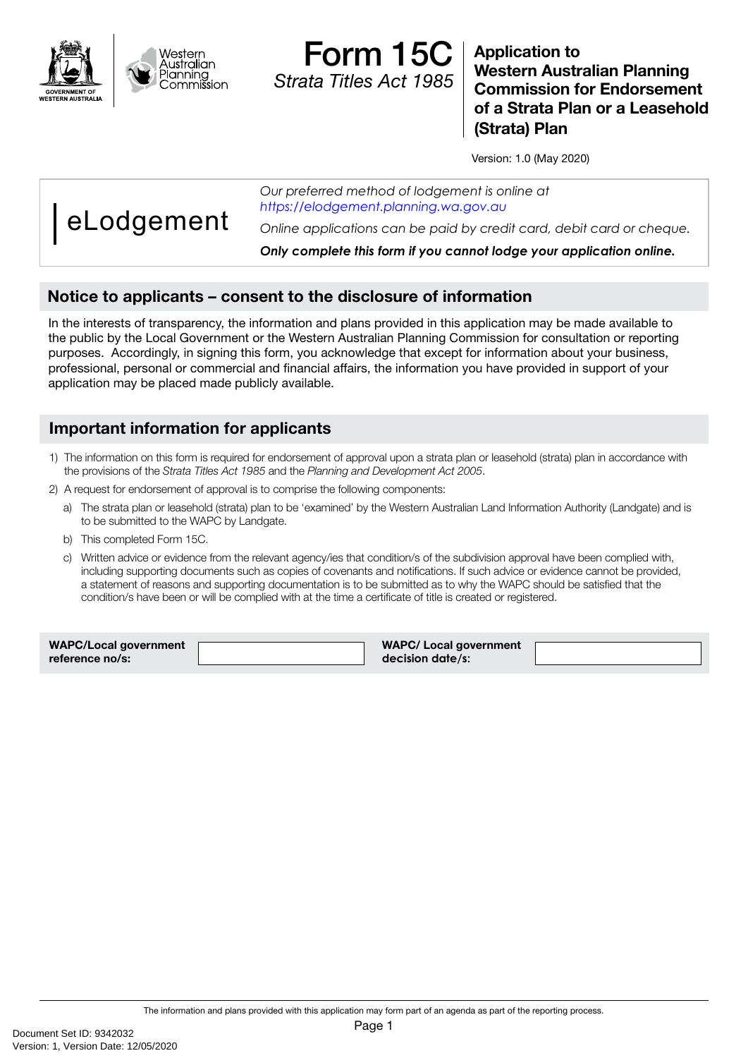# Form 15C

*Strata Titles Act 1985*

**Application to Western Australian Planning Commission for Endorsement of a Strata Plan or a Leasehold (Strata) Plan**

Version: 1.0 (May 2020)

eLodgement

*Our preferred method of lodgement is online at https://elodgement.planning.wa.gov.au*

*Online applications can be paid by credit card, debit card or cheque.*

***Only complete this form if you cannot lodge your application online.***

## Notice to applicants – consent to the disclosure of information

In the interests of transparency, the information and plans provided in this application may be made available to the public by the Local Government or the Western Australian Planning Commission for consultation or reporting purposes. Accordingly, in signing this form, you acknowledge that except for information about your business, professional, personal or commercial and financial affairs, the information you have provided in support of your application may be placed made publicly available.

## Important information for applicants

1) The information on this form is required for endorsement of approval upon a strata plan or leasehold (strata) plan in accordance with the provisions of the *Strata Titles Act 1985* and the *Planning and Development Act 2005*.
2) A request for endorsement of approval is to comprise the following components:
   a) The strata plan or leasehold (strata) plan to be 'examined' by the Western Australian Land Information Authority (Landgate) and is to be submitted to the WAPC by Landgate.
   b) This completed Form 15C.
   c) Written advice or evidence from the relevant agency/ies that condition/s of the subdivision approval have been complied with, including supporting documents such as copies of covenants and notifications. If such advice or evidence cannot be provided, a statement of reasons and supporting documentation is to be submitted as to why the WAPC should be satisfied that the condition/s have been or will be complied with at the time a certificate of title is created or registered.

| **WAPC/Local government reference no/s:** | | **WAPC/ Local government decision date/s:** | |
|---|---|---|---|

The information and plans provided with this application may form part of an agenda as part of the reporting process.

Document Set ID: 9342032
Version: 1, Version Date: 12/05/2020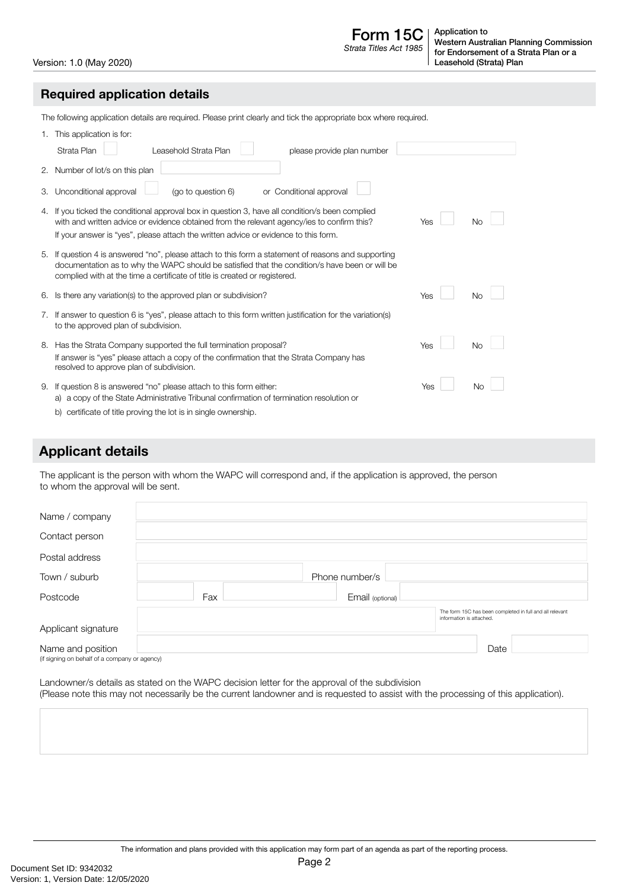Version: 1.0 (May 2020)

**Form 15C**
*Strata Titles Act 1985*

**Application to Western Australian Planning Commission for Endorsement of a Strata Plan or a Leasehold (Strata) Plan**

## Required application details

The following application details are required. Please print clearly and tick the appropriate box where required.

1. This application is for:
   Strata Plan ☐ Leasehold Strata Plan ☐ please provide plan number ____________
2. Number of lot/s on this plan ____________
3. Unconditional approval ☐ (go to question 6) or Conditional approval ☐
4. If you ticked the conditional approval box in question 3, have all condition/s been complied with and written advice or evidence obtained from the relevant agency/ies to confirm this? Yes ☐ No ☐
   If your answer is "yes", please attach the written advice or evidence to this form.
5. If question 4 is answered "no", please attach to this form a statement of reasons and supporting documentation as to why the WAPC should be satisfied that the condition/s have been or will be complied with at the time a certificate of title is created or registered.
6. Is there any variation(s) to the approved plan or subdivision? Yes ☐ No ☐
7. If answer to question 6 is "yes", please attach to this form written justification for the variation(s) to the approved plan of subdivision.
8. Has the Strata Company supported the full termination proposal? Yes ☐ No ☐
   If answer is "yes" please attach a copy of the confirmation that the Strata Company has resolved to approve plan of subdivision.
9. If question 8 is answered "no" please attach to this form either: Yes ☐ No ☐
   a) a copy of the State Administrative Tribunal confirmation of termination resolution or
   b) certificate of title proving the lot is in single ownership.

## Applicant details

The applicant is the person with whom the WAPC will correspond and, if the application is approved, the person to whom the approval will be sent.

| | | | |
|---|---|---|---|
| Name / company | | | |
| Contact person | | | |
| Postal address | | | |
| Town / suburb | | Phone number/s | |
| Postcode | Fax | Email (optional) | |
| Applicant signature | | The form 15C has been completed in full and all relevant information is attached. | |
| Name and position (if signing on behalf of a company or agency) | | Date | |

Landowner/s details as stated on the WAPC decision letter for the approval of the subdivision
(Please note this may not necessarily be the current landowner and is requested to assist with the processing of this application).

The information and plans provided with this application may form part of an agenda as part of the reporting process.

Document Set ID: 9342032
Version: 1, Version Date: 12/05/2020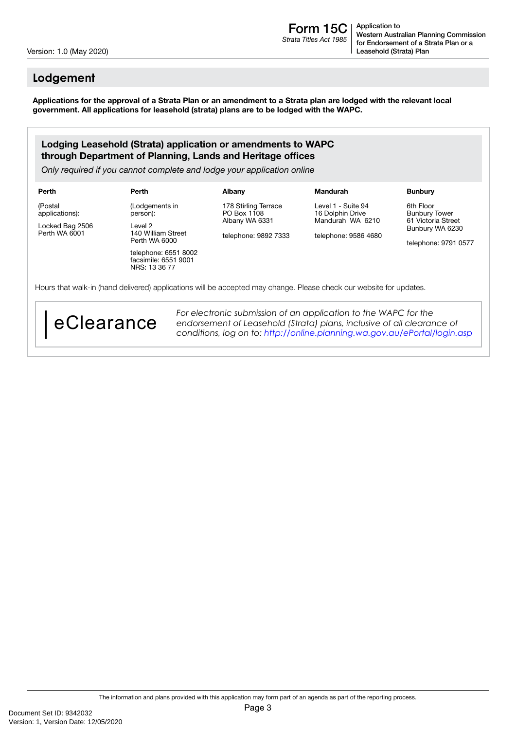## Lodgement

**Applications for the approval of a Strata Plan or an amendment to a Strata plan are lodged with the relevant local government. All applications for leasehold (strata) plans are to be lodged with the WAPC.**

### Lodging Leasehold (Strata) application or amendments to WAPC through Department of Planning, Lands and Heritage offices

*Only required if you cannot complete and lodge your application online*

| Perth | Perth | Albany | Mandurah | Bunbury |
|---|---|---|---|---|
| (Postal applications):<br><br>Locked Bag 2506<br>Perth WA 6001 | (Lodgements in person):<br><br>Level 2<br>140 William Street<br>Perth WA 6000<br><br>telephone: 6551 8002<br>facsimile: 6551 9001<br>NRS: 13 36 77 | 178 Stirling Terrace<br>PO Box 1108<br>Albany WA 6331<br><br>telephone: 9892 7333 | Level 1 - Suite 94<br>16 Dolphin Drive<br>Mandurah WA 6210<br><br>telephone: 9586 4680 | 6th Floor<br>Bunbury Tower<br>61 Victoria Street<br>Bunbury WA 6230<br><br>telephone: 9791 0577 |

Hours that walk-in (hand delivered) applications will be accepted may change. Please check our website for updates.

**eClearance**

*For electronic submission of an application to the WAPC for the endorsement of Leasehold (Strata) plans, inclusive of all clearance of conditions, log on to: http://online.planning.wa.gov.au/ePortal/login.asp*

The information and plans provided with this application may form part of an agenda as part of the reporting process.